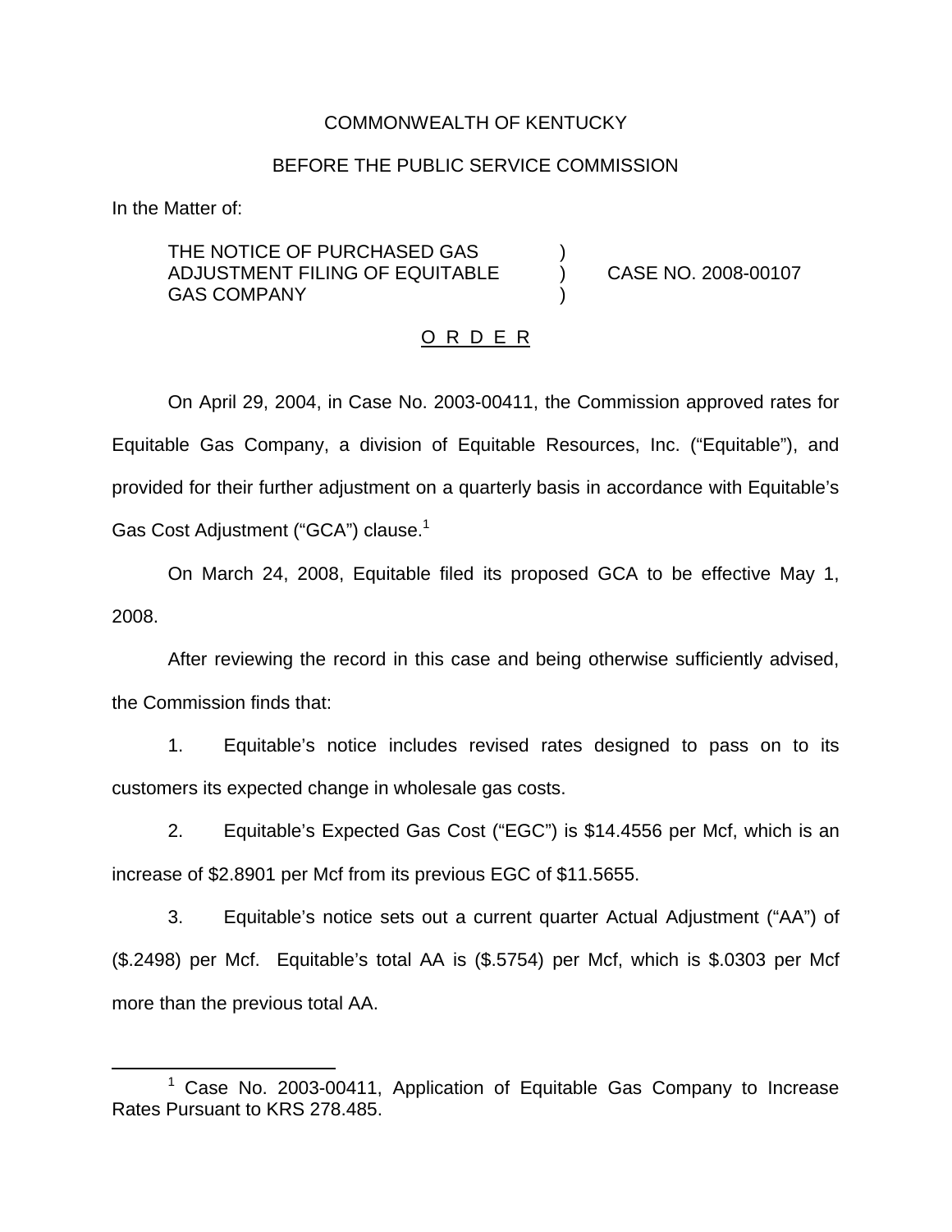COMMONWEALTH OF KENTUCKY

BEFORE THE PUBLIC SERVICE COMMISSION

In the Matter of:

| | | |
|---|---|---|
| THE NOTICE OF PURCHASED GAS ADJUSTMENT FILING OF EQUITABLE GAS COMPANY | ) ) ) | CASE NO. 2008-00107 |

O R D E R

On April 29, 2004, in Case No. 2003-00411, the Commission approved rates for Equitable Gas Company, a division of Equitable Resources, Inc. ("Equitable"), and provided for their further adjustment on a quarterly basis in accordance with Equitable's Gas Cost Adjustment ("GCA") clause.[1]

On March 24, 2008, Equitable filed its proposed GCA to be effective May 1, 2008.

After reviewing the record in this case and being otherwise sufficiently advised, the Commission finds that:

1. Equitable's notice includes revised rates designed to pass on to its customers its expected change in wholesale gas costs.

2. Equitable's Expected Gas Cost ("EGC") is $14.4556 per Mcf, which is an increase of $2.8901 per Mcf from its previous EGC of $11.5655.

3. Equitable's notice sets out a current quarter Actual Adjustment ("AA") of ($.2498) per Mcf. Equitable's total AA is ($.5754) per Mcf, which is $.0303 per Mcf more than the previous total AA.

[1] Case No. 2003-00411, Application of Equitable Gas Company to Increase Rates Pursuant to KRS 278.485.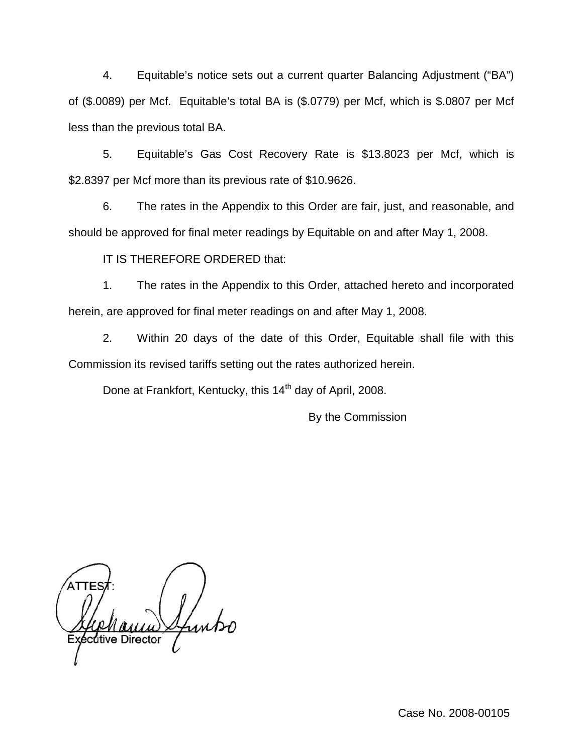4. Equitable's notice sets out a current quarter Balancing Adjustment ("BA") of ($.0089) per Mcf. Equitable's total BA is ($.0779) per Mcf, which is $.0807 per Mcf less than the previous total BA.

5. Equitable's Gas Cost Recovery Rate is $13.8023 per Mcf, which is $2.8397 per Mcf more than its previous rate of $10.9626.

6. The rates in the Appendix to this Order are fair, just, and reasonable, and should be approved for final meter readings by Equitable on and after May 1, 2008.

IT IS THEREFORE ORDERED that:

1. The rates in the Appendix to this Order, attached hereto and incorporated herein, are approved for final meter readings on and after May 1, 2008.

2. Within 20 days of the date of this Order, Equitable shall file with this Commission its revised tariffs setting out the rates authorized herein.

Done at Frankfort, Kentucky, this 14th day of April, 2008.

By the Commission

ATTEST:

Executive Director

Case No. 2008-00105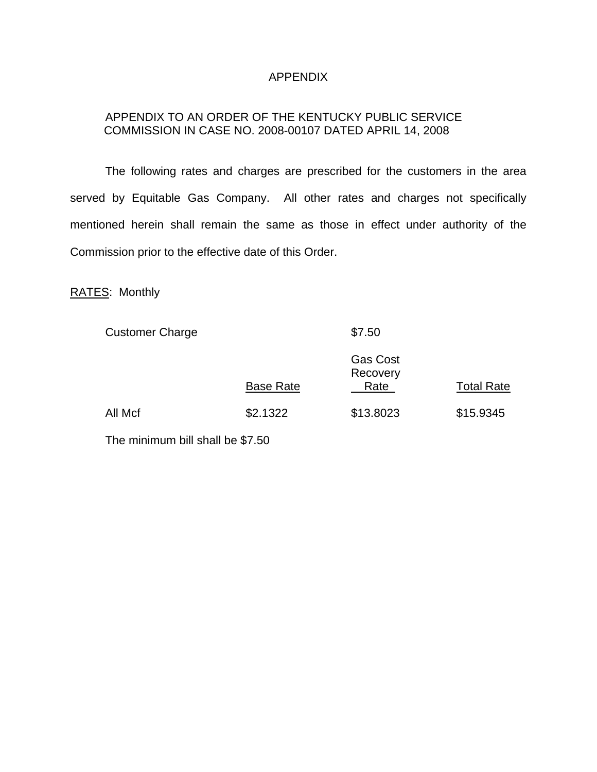APPENDIX

APPENDIX TO AN ORDER OF THE KENTUCKY PUBLIC SERVICE COMMISSION IN CASE NO. 2008-00107 DATED APRIL 14, 2008

The following rates and charges are prescribed for the customers in the area served by Equitable Gas Company. All other rates and charges not specifically mentioned herein shall remain the same as those in effect under authority of the Commission prior to the effective date of this Order.

RATES: Monthly

Customer Charge $7.50

| | Base Rate | Gas Cost Recovery Rate | Total Rate |
|---|---|---|---|
| All Mcf | $2.1322 | $13.8023 | $15.9345 |

The minimum bill shall be $7.50